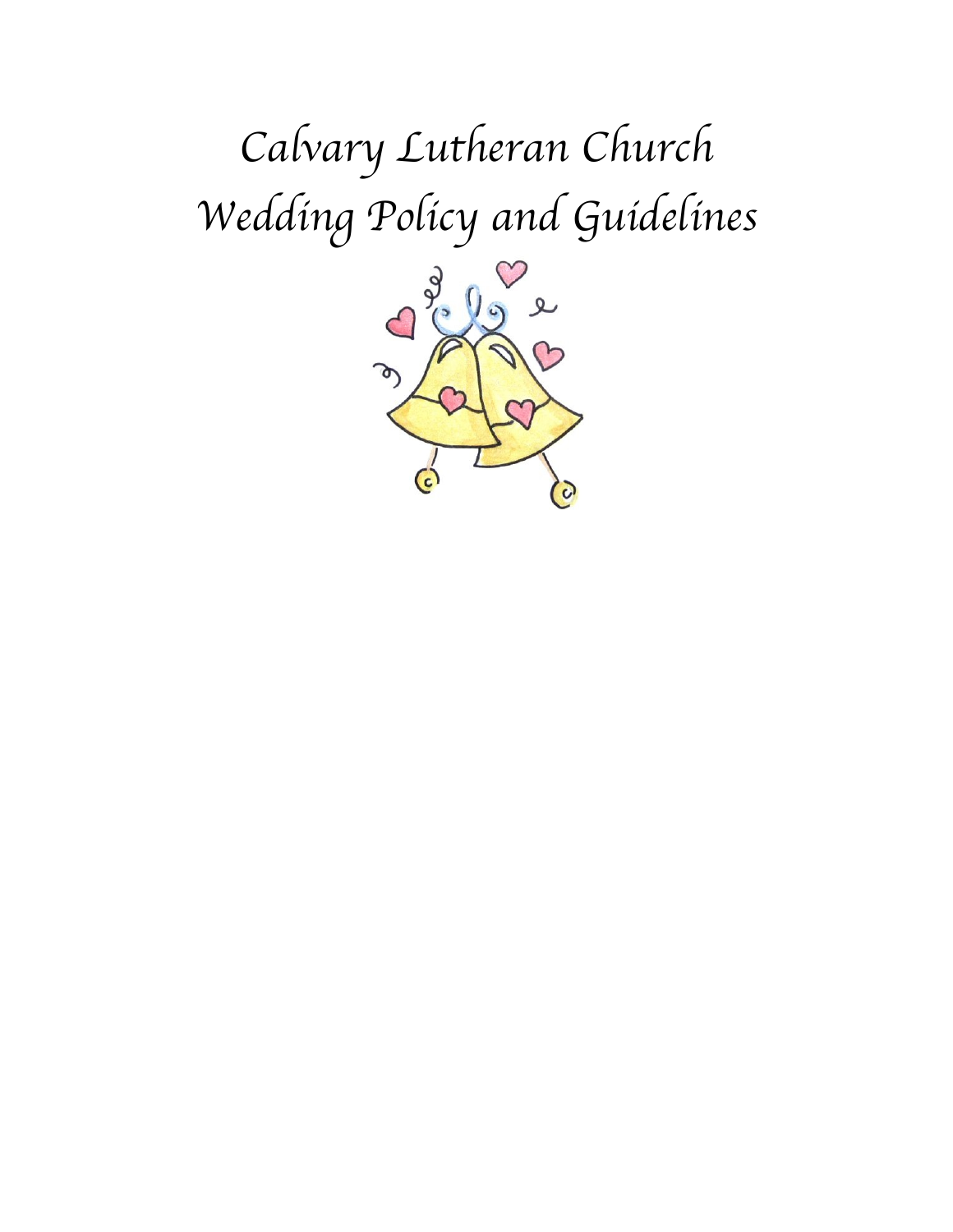# Calvary Lutheran Church
# Wedding Policy and Guidelines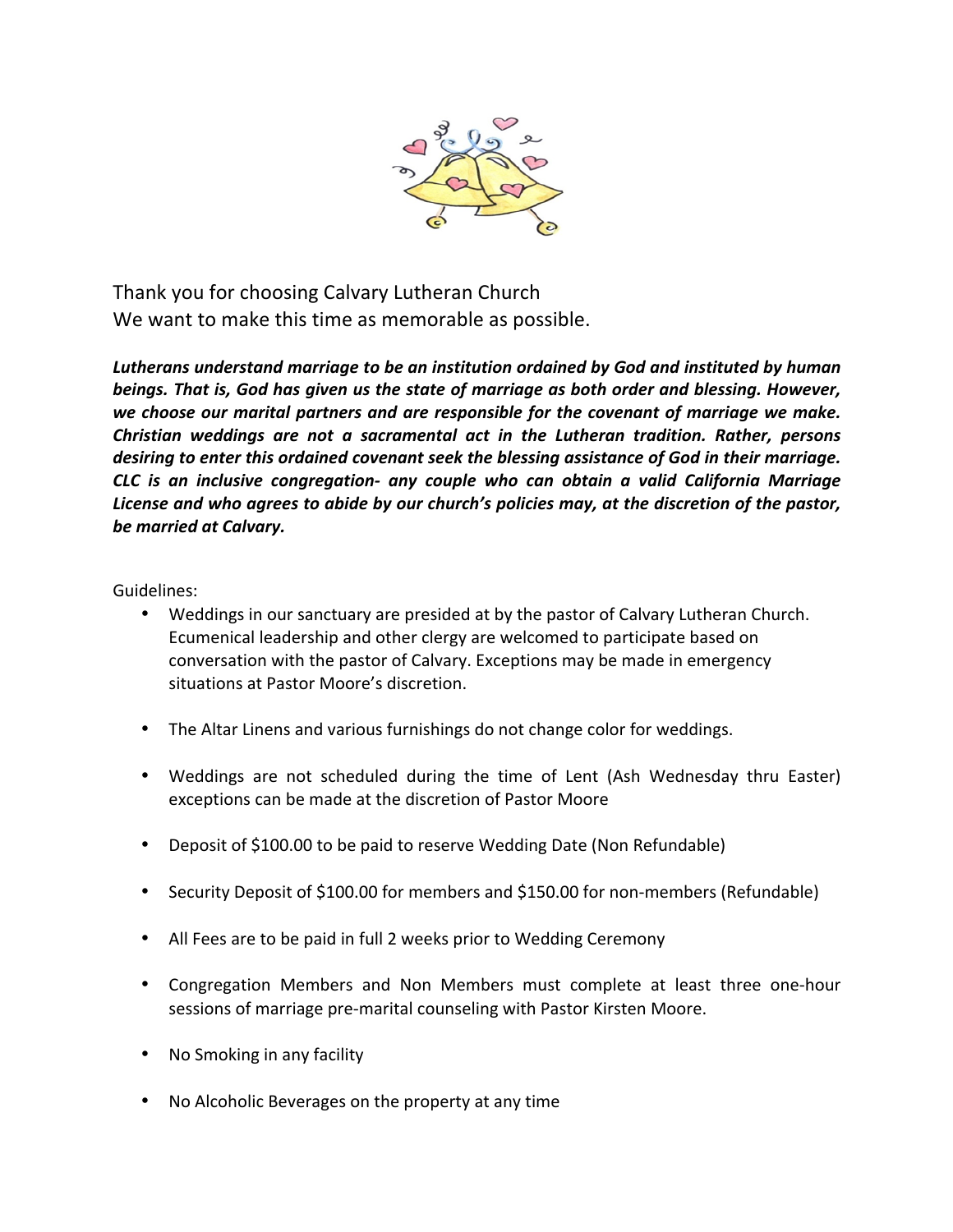Thank you for choosing Calvary Lutheran Church
We want to make this time as memorable as possible.

***Lutherans understand marriage to be an institution ordained by God and instituted by human beings. That is, God has given us the state of marriage as both order and blessing. However, we choose our marital partners and are responsible for the covenant of marriage we make. Christian weddings are not a sacramental act in the Lutheran tradition. Rather, persons desiring to enter this ordained covenant seek the blessing assistance of God in their marriage. CLC is an inclusive congregation- any couple who can obtain a valid California Marriage License and who agrees to abide by our church's policies may, at the discretion of the pastor, be married at Calvary.***

Guidelines:

- Weddings in our sanctuary are presided at by the pastor of Calvary Lutheran Church. Ecumenical leadership and other clergy are welcomed to participate based on conversation with the pastor of Calvary. Exceptions may be made in emergency situations at Pastor Moore's discretion.

- The Altar Linens and various furnishings do not change color for weddings.

- Weddings are not scheduled during the time of Lent (Ash Wednesday thru Easter) exceptions can be made at the discretion of Pastor Moore

- Deposit of $100.00 to be paid to reserve Wedding Date (Non Refundable)

- Security Deposit of $100.00 for members and $150.00 for non-members (Refundable)

- All Fees are to be paid in full 2 weeks prior to Wedding Ceremony

- Congregation Members and Non Members must complete at least three one-hour sessions of marriage pre-marital counseling with Pastor Kirsten Moore.

- No Smoking in any facility

- No Alcoholic Beverages on the property at any time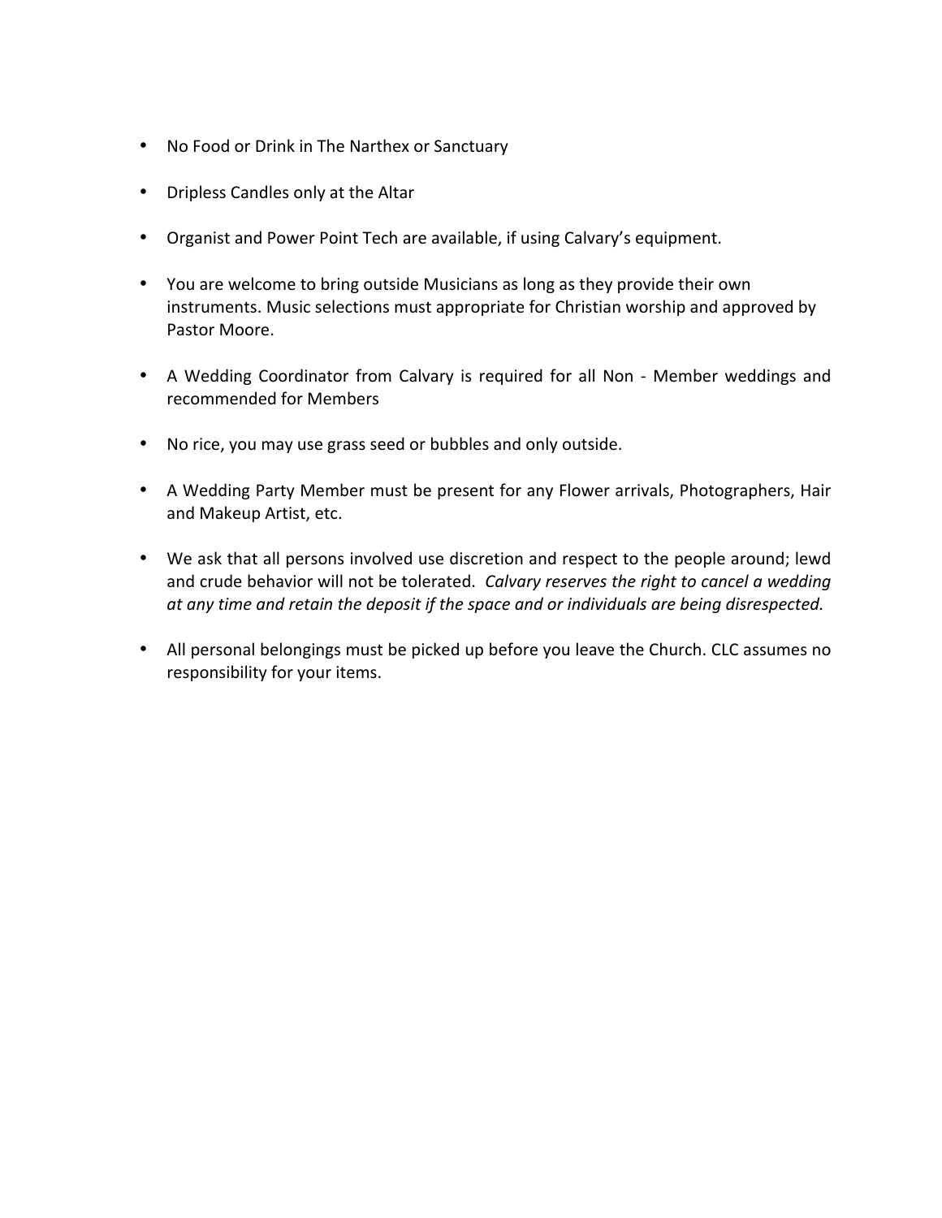- No Food or Drink in The Narthex or Sanctuary

- Dripless Candles only at the Altar

- Organist and Power Point Tech are available, if using Calvary's equipment.

- You are welcome to bring outside Musicians as long as they provide their own instruments. Music selections must appropriate for Christian worship and approved by Pastor Moore.

- A Wedding Coordinator from Calvary is required for all Non - Member weddings and recommended for Members

- No rice, you may use grass seed or bubbles and only outside.

- A Wedding Party Member must be present for any Flower arrivals, Photographers, Hair and Makeup Artist, etc.

- We ask that all persons involved use discretion and respect to the people around; lewd and crude behavior will not be tolerated. *Calvary reserves the right to cancel a wedding at any time and retain the deposit if the space and or individuals are being disrespected.*

- All personal belongings must be picked up before you leave the Church. CLC assumes no responsibility for your items.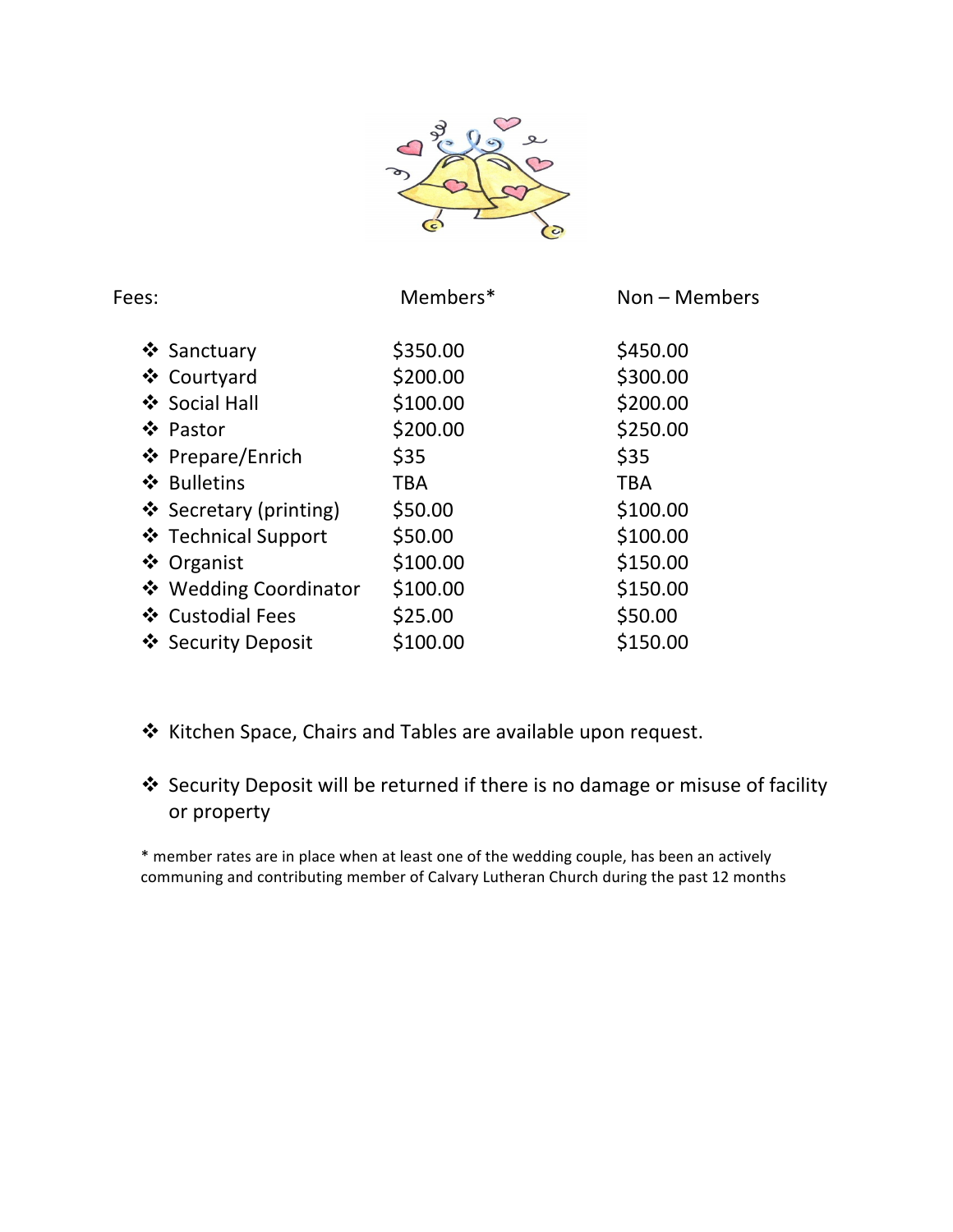| Fees: | Members* | Non – Members |
|---|---|---|
| ❖ Sanctuary | $350.00 | $450.00 |
| ❖ Courtyard | $200.00 | $300.00 |
| ❖ Social Hall | $100.00 | $200.00 |
| ❖ Pastor | $200.00 | $250.00 |
| ❖ Prepare/Enrich | $35 | $35 |
| ❖ Bulletins | TBA | TBA |
| ❖ Secretary (printing) | $50.00 | $100.00 |
| ❖ Technical Support | $50.00 | $100.00 |
| ❖ Organist | $100.00 | $150.00 |
| ❖ Wedding Coordinator | $100.00 | $150.00 |
| ❖ Custodial Fees | $25.00 | $50.00 |
| ❖ Security Deposit | $100.00 | $150.00 |

- Kitchen Space, Chairs and Tables are available upon request.

- Security Deposit will be returned if there is no damage or misuse of facility or property

* member rates are in place when at least one of the wedding couple, has been an actively communing and contributing member of Calvary Lutheran Church during the past 12 months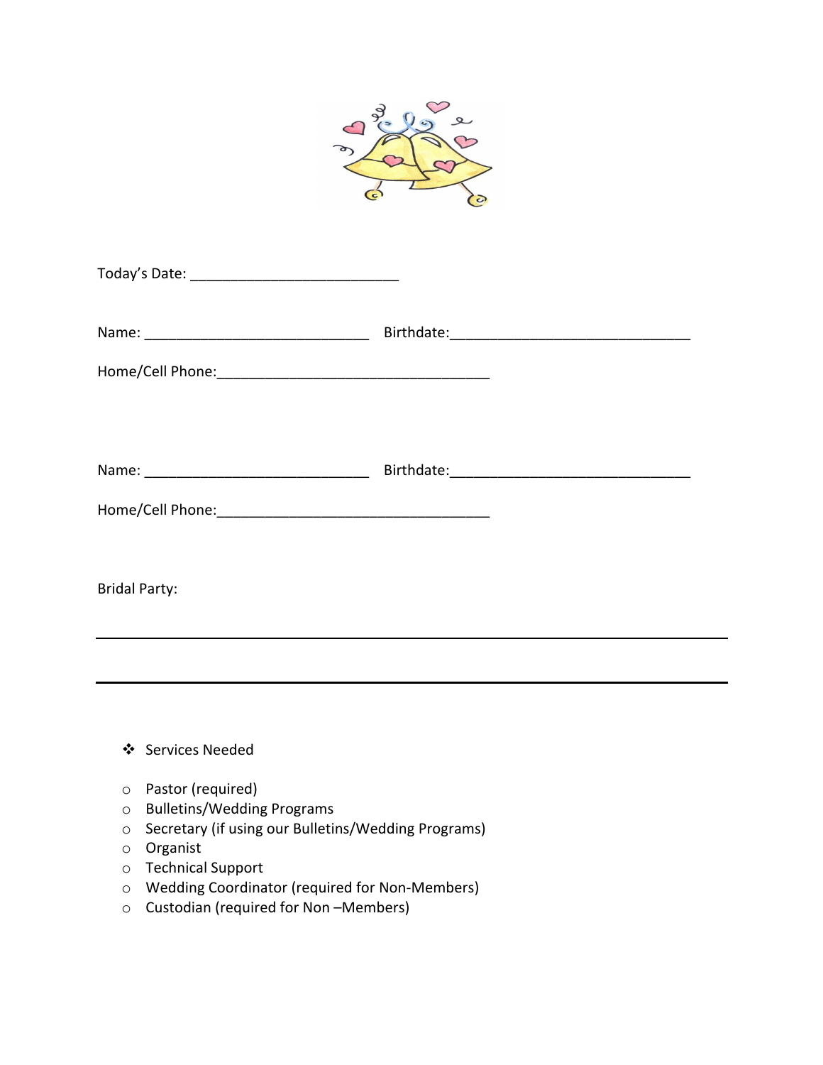Today's Date: ___________________________

Name: _____________________________ Birthdate:_______________________________

Home/Cell Phone:___________________________________

Name: _____________________________ Birthdate:_______________________________

Home/Cell Phone:___________________________________

Bridal Party:

_______________________________________________________________________________

_______________________________________________________________________________

- Services Needed

- Pastor (required)
- Bulletins/Wedding Programs
- Secretary (if using our Bulletins/Wedding Programs)
- Organist
- Technical Support
- Wedding Coordinator (required for Non-Members)
- Custodian (required for Non –Members)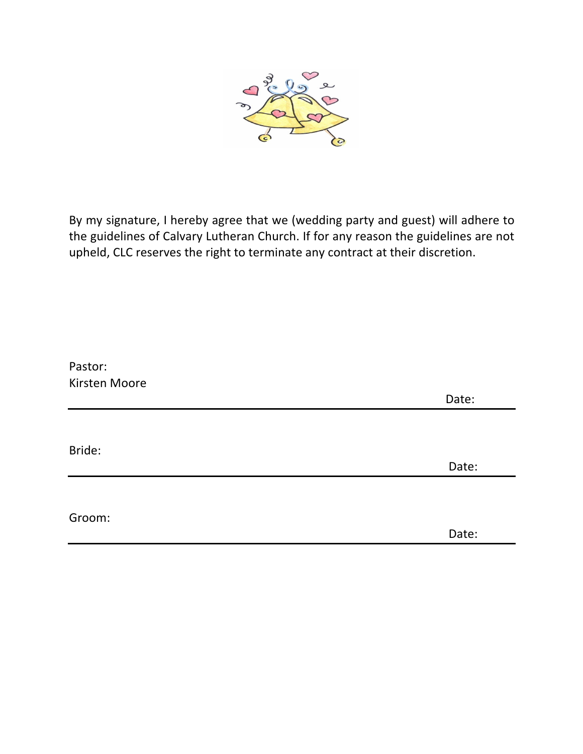By my signature, I hereby agree that we (wedding party and guest) will adhere to the guidelines of Calvary Lutheran Church. If for any reason the guidelines are not upheld, CLC reserves the right to terminate any contract at their discretion.

Pastor:
Kirsten Moore

Date:

---

Bride:

Date:

---

Groom:

Date:

---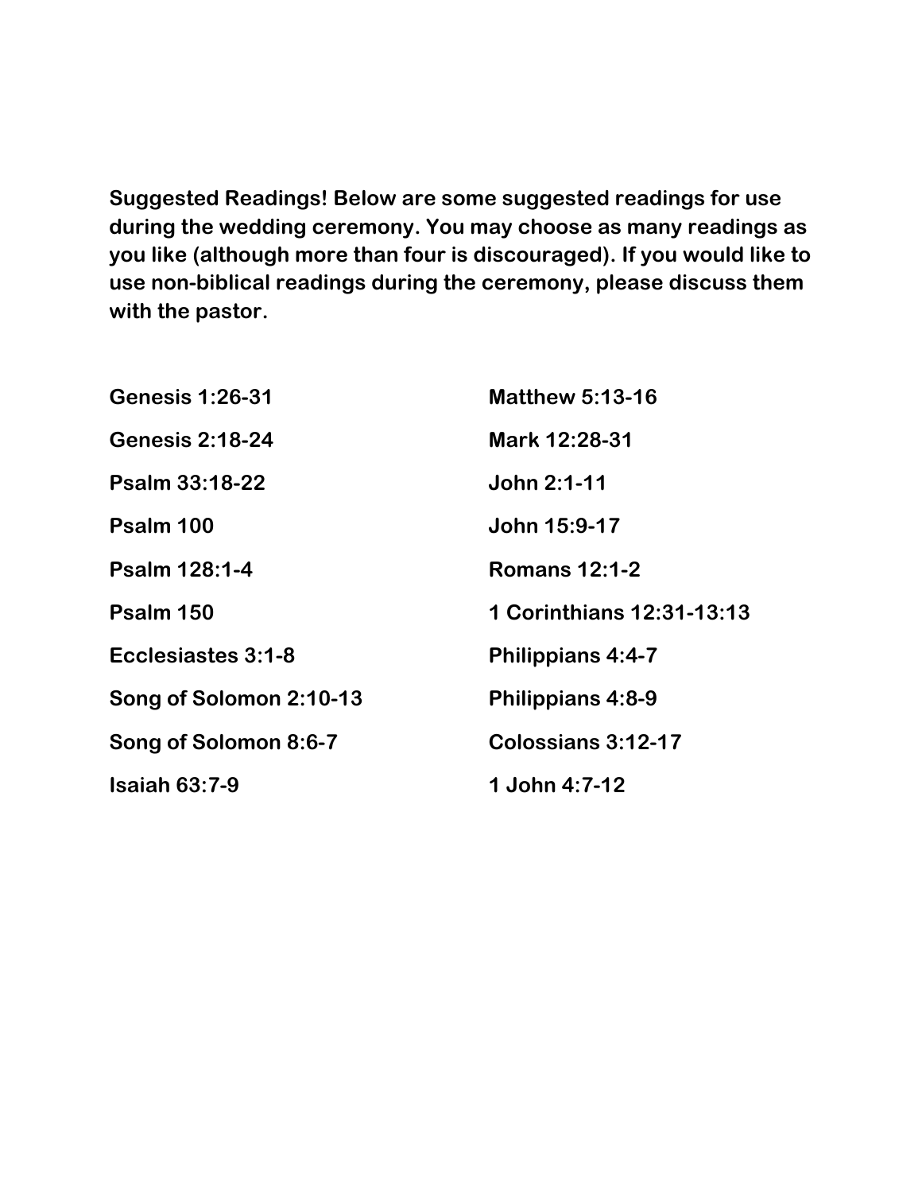**Suggested Readings! Below are some suggested readings for use during the wedding ceremony. You may choose as many readings as you like (although more than four is discouraged). If you would like to use non-biblical readings during the ceremony, please discuss them with the pastor.**

**Genesis 1:26-31**

**Genesis 2:18-24**

**Psalm 33:18-22**

**Psalm 100**

**Psalm 128:1-4**

**Psalm 150**

**Ecclesiastes 3:1-8**

**Song of Solomon 2:10-13**

**Song of Solomon 8:6-7**

**Isaiah 63:7-9**

**Matthew 5:13-16**

**Mark 12:28-31**

**John 2:1-11**

**John 15:9-17**

**Romans 12:1-2**

**1 Corinthians 12:31-13:13**

**Philippians 4:4-7**

**Philippians 4:8-9**

**Colossians 3:12-17**

**1 John 4:7-12**